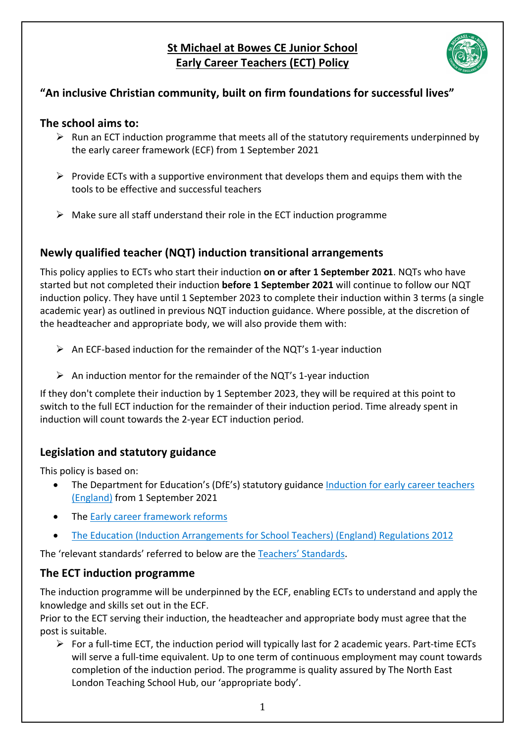# St Michael at Bowes CE Junior School
# Early Career Teachers (ECT) Policy

## "An inclusive Christian community, built on firm foundations for successful lives"

## The school aims to:

- Run an ECT induction programme that meets all of the statutory requirements underpinned by the early career framework (ECF) from 1 September 2021
- Provide ECTs with a supportive environment that develops them and equips them with the tools to be effective and successful teachers
- Make sure all staff understand their role in the ECT induction programme

## Newly qualified teacher (NQT) induction transitional arrangements

This policy applies to ECTs who start their induction **on or after 1 September 2021**. NQTs who have started but not completed their induction **before 1 September 2021** will continue to follow our NQT induction policy. They have until 1 September 2023 to complete their induction within 3 terms (a single academic year) as outlined in previous NQT induction guidance. Where possible, at the discretion of the headteacher and appropriate body, we will also provide them with:

- An ECF-based induction for the remainder of the NQT's 1-year induction
- An induction mentor for the remainder of the NQT's 1-year induction

If they don't complete their induction by 1 September 2023, they will be required at this point to switch to the full ECT induction for the remainder of their induction period. Time already spent in induction will count towards the 2-year ECT induction period.

## Legislation and statutory guidance

This policy is based on:

- The Department for Education's (DfE's) statutory guidance Induction for early career teachers (England) from 1 September 2021
- The Early career framework reforms
- The Education (Induction Arrangements for School Teachers) (England) Regulations 2012

The 'relevant standards' referred to below are the Teachers' Standards.

## The ECT induction programme

The induction programme will be underpinned by the ECF, enabling ECTs to understand and apply the knowledge and skills set out in the ECF.

Prior to the ECT serving their induction, the headteacher and appropriate body must agree that the post is suitable.

- For a full-time ECT, the induction period will typically last for 2 academic years. Part-time ECTs will serve a full-time equivalent. Up to one term of continuous employment may count towards completion of the induction period. The programme is quality assured by The North East London Teaching School Hub, our 'appropriate body'.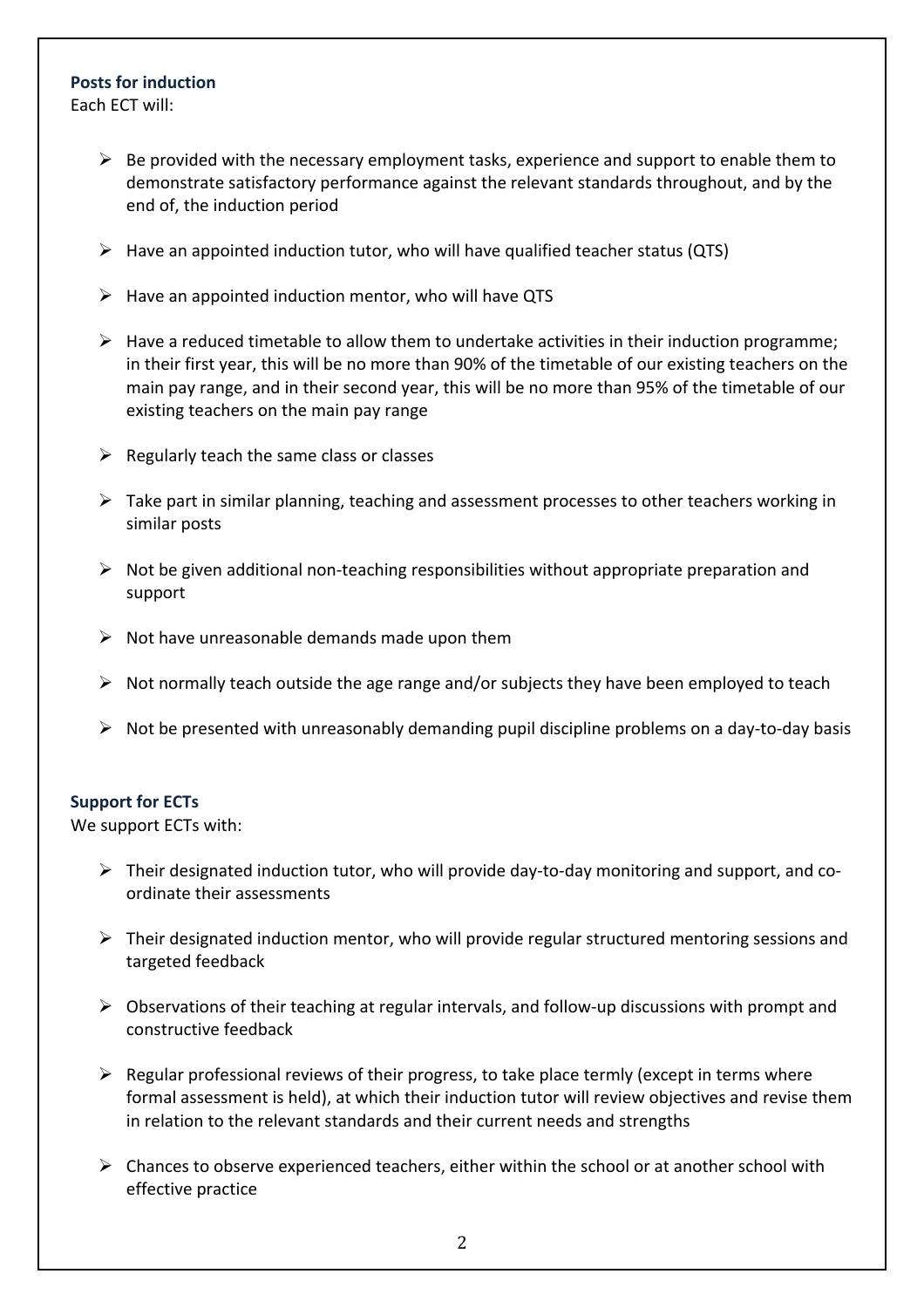### Posts for induction

Each ECT will:

- Be provided with the necessary employment tasks, experience and support to enable them to demonstrate satisfactory performance against the relevant standards throughout, and by the end of, the induction period
- Have an appointed induction tutor, who will have qualified teacher status (QTS)
- Have an appointed induction mentor, who will have QTS
- Have a reduced timetable to allow them to undertake activities in their induction programme; in their first year, this will be no more than 90% of the timetable of our existing teachers on the main pay range, and in their second year, this will be no more than 95% of the timetable of our existing teachers on the main pay range
- Regularly teach the same class or classes
- Take part in similar planning, teaching and assessment processes to other teachers working in similar posts
- Not be given additional non-teaching responsibilities without appropriate preparation and support
- Not have unreasonable demands made upon them
- Not normally teach outside the age range and/or subjects they have been employed to teach
- Not be presented with unreasonably demanding pupil discipline problems on a day-to-day basis

### Support for ECTs

We support ECTs with:

- Their designated induction tutor, who will provide day-to-day monitoring and support, and co-ordinate their assessments
- Their designated induction mentor, who will provide regular structured mentoring sessions and targeted feedback
- Observations of their teaching at regular intervals, and follow-up discussions with prompt and constructive feedback
- Regular professional reviews of their progress, to take place termly (except in terms where formal assessment is held), at which their induction tutor will review objectives and revise them in relation to the relevant standards and their current needs and strengths
- Chances to observe experienced teachers, either within the school or at another school with effective practice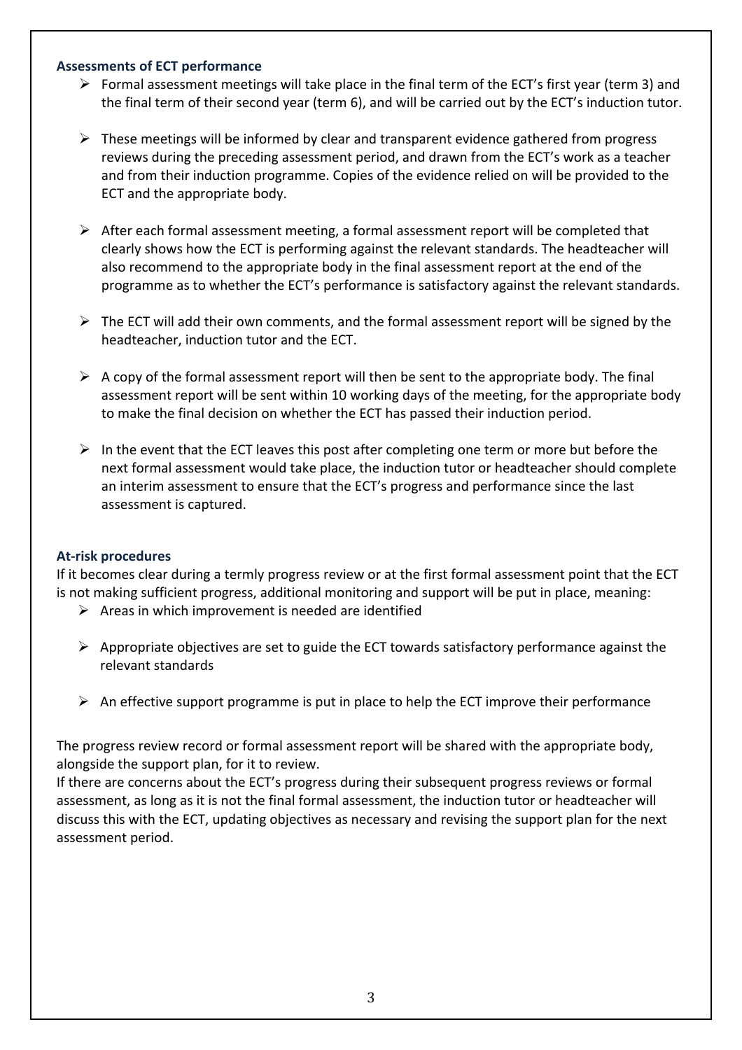### Assessments of ECT performance

- Formal assessment meetings will take place in the final term of the ECT's first year (term 3) and the final term of their second year (term 6), and will be carried out by the ECT's induction tutor.
- These meetings will be informed by clear and transparent evidence gathered from progress reviews during the preceding assessment period, and drawn from the ECT's work as a teacher and from their induction programme. Copies of the evidence relied on will be provided to the ECT and the appropriate body.
- After each formal assessment meeting, a formal assessment report will be completed that clearly shows how the ECT is performing against the relevant standards. The headteacher will also recommend to the appropriate body in the final assessment report at the end of the programme as to whether the ECT's performance is satisfactory against the relevant standards.
- The ECT will add their own comments, and the formal assessment report will be signed by the headteacher, induction tutor and the ECT.
- A copy of the formal assessment report will then be sent to the appropriate body. The final assessment report will be sent within 10 working days of the meeting, for the appropriate body to make the final decision on whether the ECT has passed their induction period.
- In the event that the ECT leaves this post after completing one term or more but before the next formal assessment would take place, the induction tutor or headteacher should complete an interim assessment to ensure that the ECT's progress and performance since the last assessment is captured.

### At-risk procedures

If it becomes clear during a termly progress review or at the first formal assessment point that the ECT is not making sufficient progress, additional monitoring and support will be put in place, meaning:

- Areas in which improvement is needed are identified
- Appropriate objectives are set to guide the ECT towards satisfactory performance against the relevant standards
- An effective support programme is put in place to help the ECT improve their performance

The progress review record or formal assessment report will be shared with the appropriate body, alongside the support plan, for it to review.

If there are concerns about the ECT's progress during their subsequent progress reviews or formal assessment, as long as it is not the final formal assessment, the induction tutor or headteacher will discuss this with the ECT, updating objectives as necessary and revising the support plan for the next assessment period.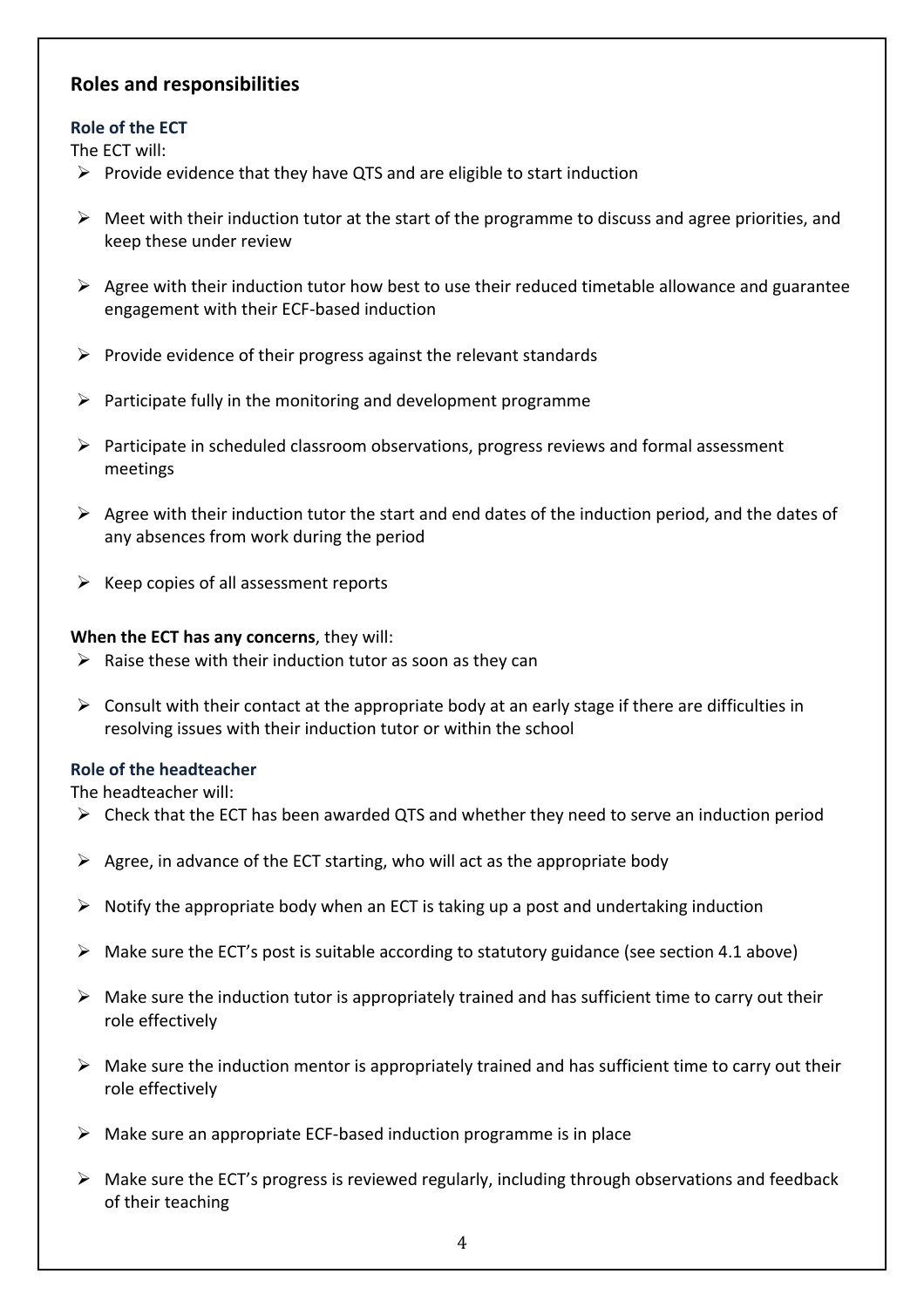## Roles and responsibilities

### Role of the ECT

The ECT will:

- Provide evidence that they have QTS and are eligible to start induction
- Meet with their induction tutor at the start of the programme to discuss and agree priorities, and keep these under review
- Agree with their induction tutor how best to use their reduced timetable allowance and guarantee engagement with their ECF-based induction
- Provide evidence of their progress against the relevant standards
- Participate fully in the monitoring and development programme
- Participate in scheduled classroom observations, progress reviews and formal assessment meetings
- Agree with their induction tutor the start and end dates of the induction period, and the dates of any absences from work during the period
- Keep copies of all assessment reports

**When the ECT has any concerns**, they will:

- Raise these with their induction tutor as soon as they can
- Consult with their contact at the appropriate body at an early stage if there are difficulties in resolving issues with their induction tutor or within the school

### Role of the headteacher

The headteacher will:

- Check that the ECT has been awarded QTS and whether they need to serve an induction period
- Agree, in advance of the ECT starting, who will act as the appropriate body
- Notify the appropriate body when an ECT is taking up a post and undertaking induction
- Make sure the ECT's post is suitable according to statutory guidance (see section 4.1 above)
- Make sure the induction tutor is appropriately trained and has sufficient time to carry out their role effectively
- Make sure the induction mentor is appropriately trained and has sufficient time to carry out their role effectively
- Make sure an appropriate ECF-based induction programme is in place
- Make sure the ECT's progress is reviewed regularly, including through observations and feedback of their teaching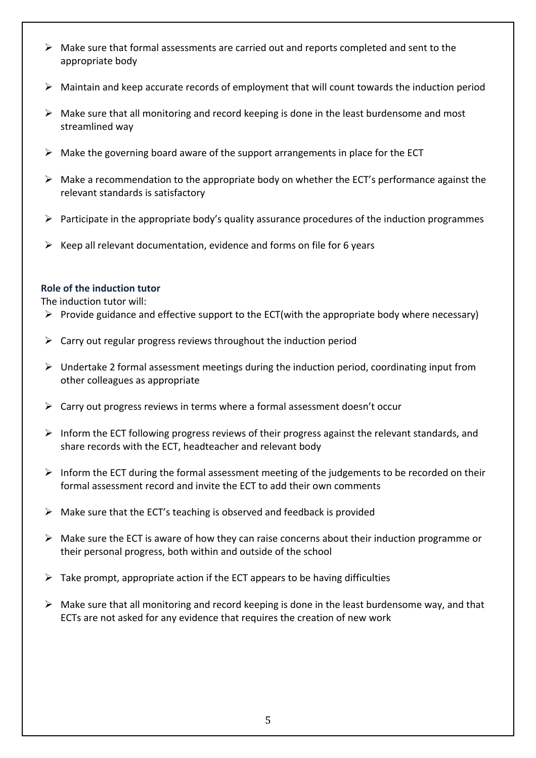- Make sure that formal assessments are carried out and reports completed and sent to the appropriate body
- Maintain and keep accurate records of employment that will count towards the induction period
- Make sure that all monitoring and record keeping is done in the least burdensome and most streamlined way
- Make the governing board aware of the support arrangements in place for the ECT
- Make a recommendation to the appropriate body on whether the ECT's performance against the relevant standards is satisfactory
- Participate in the appropriate body's quality assurance procedures of the induction programmes
- Keep all relevant documentation, evidence and forms on file for 6 years

### Role of the induction tutor

The induction tutor will:

- Provide guidance and effective support to the ECT(with the appropriate body where necessary)
- Carry out regular progress reviews throughout the induction period
- Undertake 2 formal assessment meetings during the induction period, coordinating input from other colleagues as appropriate
- Carry out progress reviews in terms where a formal assessment doesn't occur
- Inform the ECT following progress reviews of their progress against the relevant standards, and share records with the ECT, headteacher and relevant body
- Inform the ECT during the formal assessment meeting of the judgements to be recorded on their formal assessment record and invite the ECT to add their own comments
- Make sure that the ECT's teaching is observed and feedback is provided
- Make sure the ECT is aware of how they can raise concerns about their induction programme or their personal progress, both within and outside of the school
- Take prompt, appropriate action if the ECT appears to be having difficulties
- Make sure that all monitoring and record keeping is done in the least burdensome way, and that ECTs are not asked for any evidence that requires the creation of new work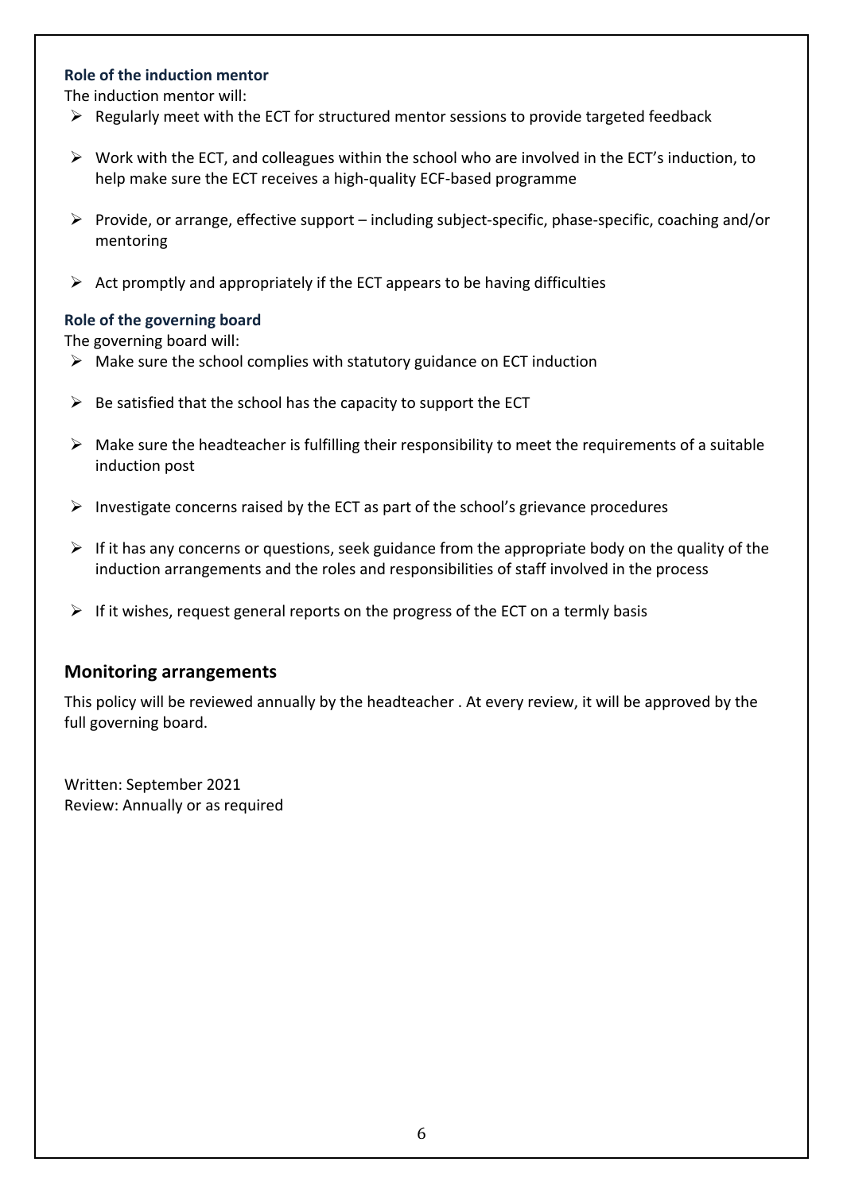### Role of the induction mentor

The induction mentor will:

- Regularly meet with the ECT for structured mentor sessions to provide targeted feedback
- Work with the ECT, and colleagues within the school who are involved in the ECT's induction, to help make sure the ECT receives a high-quality ECF-based programme
- Provide, or arrange, effective support – including subject-specific, phase-specific, coaching and/or mentoring
- Act promptly and appropriately if the ECT appears to be having difficulties

### Role of the governing board

The governing board will:

- Make sure the school complies with statutory guidance on ECT induction
- Be satisfied that the school has the capacity to support the ECT
- Make sure the headteacher is fulfilling their responsibility to meet the requirements of a suitable induction post
- Investigate concerns raised by the ECT as part of the school's grievance procedures
- If it has any concerns or questions, seek guidance from the appropriate body on the quality of the induction arrangements and the roles and responsibilities of staff involved in the process
- If it wishes, request general reports on the progress of the ECT on a termly basis

## Monitoring arrangements

This policy will be reviewed annually by the headteacher . At every review, it will be approved by the full governing board.

Written: September 2021
Review: Annually or as required